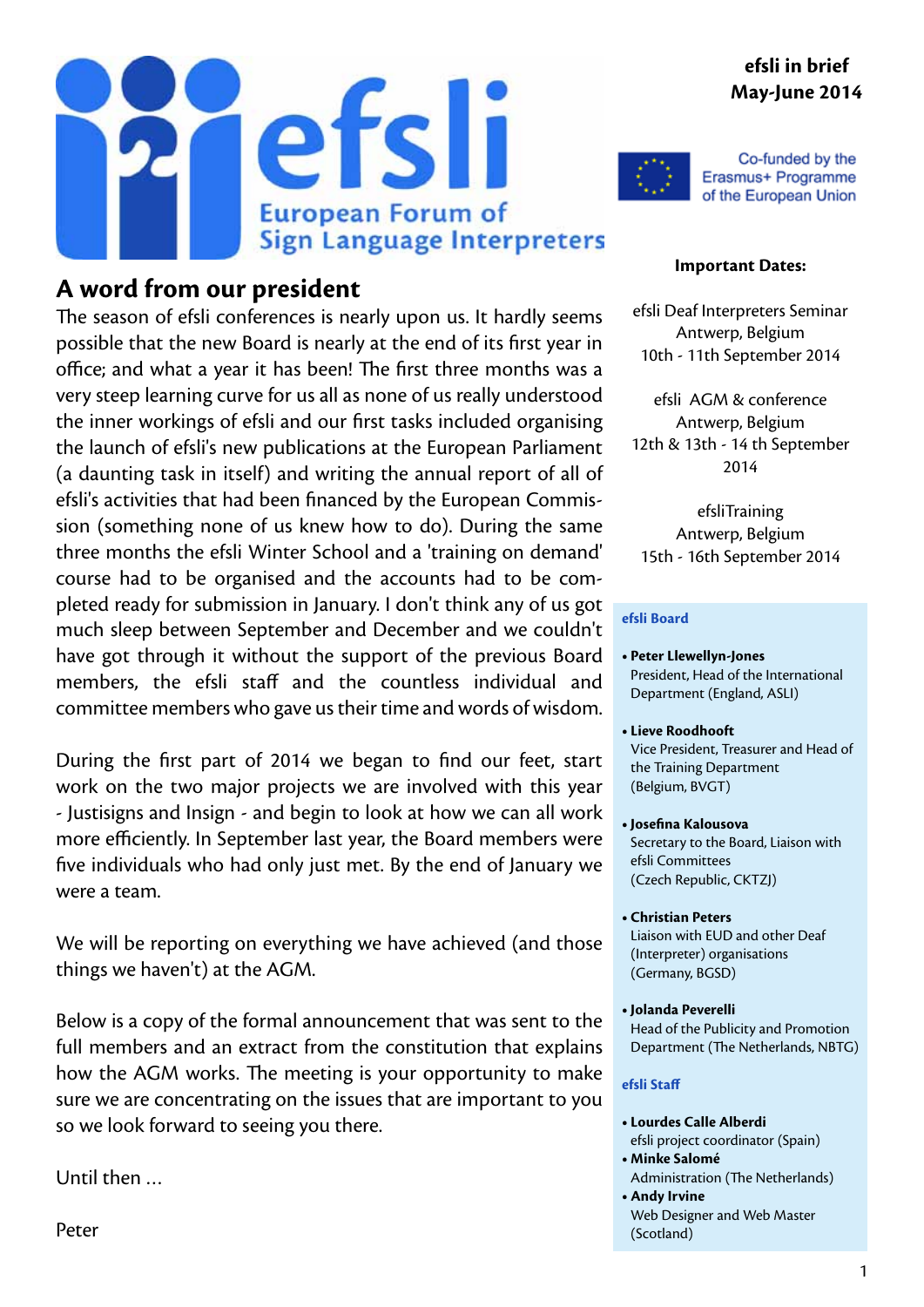efsli

European Forum of Sign Language Interpreters

**efsli in brief**
**May-June 2014**

Co-funded by the Erasmus+ Programme of the European Union

## A word from our president

The season of efsli conferences is nearly upon us. It hardly seems possible that the new Board is nearly at the end of its first year in office; and what a year it has been! The first three months was a very steep learning curve for us all as none of us really understood the inner workings of efsli and our first tasks included organising the launch of efsli's new publications at the European Parliament (a daunting task in itself) and writing the annual report of all of efsli's activities that had been financed by the European Commission (something none of us knew how to do). During the same three months the efsli Winter School and a 'training on demand' course had to be organised and the accounts had to be completed ready for submission in January. I don't think any of us got much sleep between September and December and we couldn't have got through it without the support of the previous Board members, the efsli staff and the countless individual and committee members who gave us their time and words of wisdom.

During the first part of 2014 we began to find our feet, start work on the two major projects we are involved with this year - Justisigns and Insign - and begin to look at how we can all work more efficiently. In September last year, the Board members were five individuals who had only just met. By the end of January we were a team.

We will be reporting on everything we have achieved (and those things we haven't) at the AGM.

Below is a copy of the formal announcement that was sent to the full members and an extract from the constitution that explains how the AGM works. The meeting is your opportunity to make sure we are concentrating on the issues that are important to you so we look forward to seeing you there.

Until then ...

Peter

**Important Dates:**

efsli Deaf Interpreters Seminar
Antwerp, Belgium
10th - 11th September 2014

efsli AGM & conference
Antwerp, Belgium
12th & 13th - 14 th September 2014

efsliTraining
Antwerp, Belgium
15th - 16th September 2014

**efsli Board**

- **Peter Llewellyn-Jones**
  President, Head of the International Department (England, ASLI)
- **Lieve Roodhooft**
  Vice President, Treasurer and Head of the Training Department (Belgium, BVGT)
- **Josefina Kalousova**
  Secretary to the Board, Liaison with efsli Committees (Czech Republic, CKTZJ)
- **Christian Peters**
  Liaison with EUD and other Deaf (Interpreter) organisations (Germany, BGSD)
- **Jolanda Peverelli**
  Head of the Publicity and Promotion Department (The Netherlands, NBTG)

**efsli Staff**

- **Lourdes Calle Alberdi**
  efsli project coordinator (Spain)
- **Minke Salomé**
  Administration (The Netherlands)
- **Andy Irvine**
  Web Designer and Web Master (Scotland)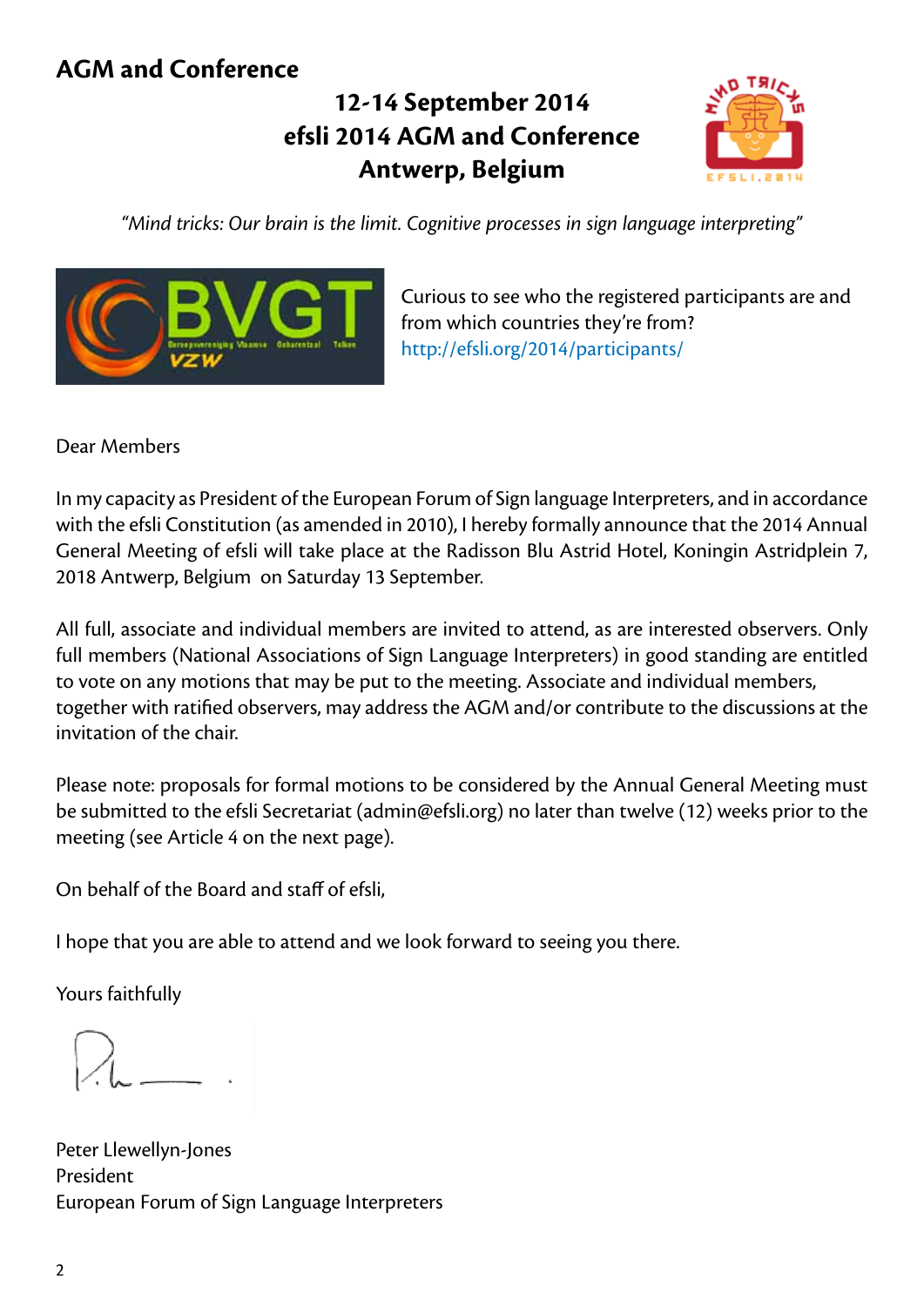# AGM and Conference

## 12-14 September 2014
## efsli 2014 AGM and Conference
## Antwerp, Belgium

*"Mind tricks: Our brain is the limit. Cognitive processes in sign language interpreting"*

Curious to see who the registered participants are and from which countries they're from?
http://efsli.org/2014/participants/

Dear Members

In my capacity as President of the European Forum of Sign language Interpreters, and in accordance with the efsli Constitution (as amended in 2010), I hereby formally announce that the 2014 Annual General Meeting of efsli will take place at the Radisson Blu Astrid Hotel, Koningin Astridplein 7, 2018 Antwerp, Belgium on Saturday 13 September.

All full, associate and individual members are invited to attend, as are interested observers. Only full members (National Associations of Sign Language Interpreters) in good standing are entitled to vote on any motions that may be put to the meeting. Associate and individual members, together with ratified observers, may address the AGM and/or contribute to the discussions at the invitation of the chair.

Please note: proposals for formal motions to be considered by the Annual General Meeting must be submitted to the efsli Secretariat (admin@efsli.org) no later than twelve (12) weeks prior to the meeting (see Article 4 on the next page).

On behalf of the Board and staff of efsli,

I hope that you are able to attend and we look forward to seeing you there.

Yours faithfully

Peter Llewellyn-Jones
President
European Forum of Sign Language Interpreters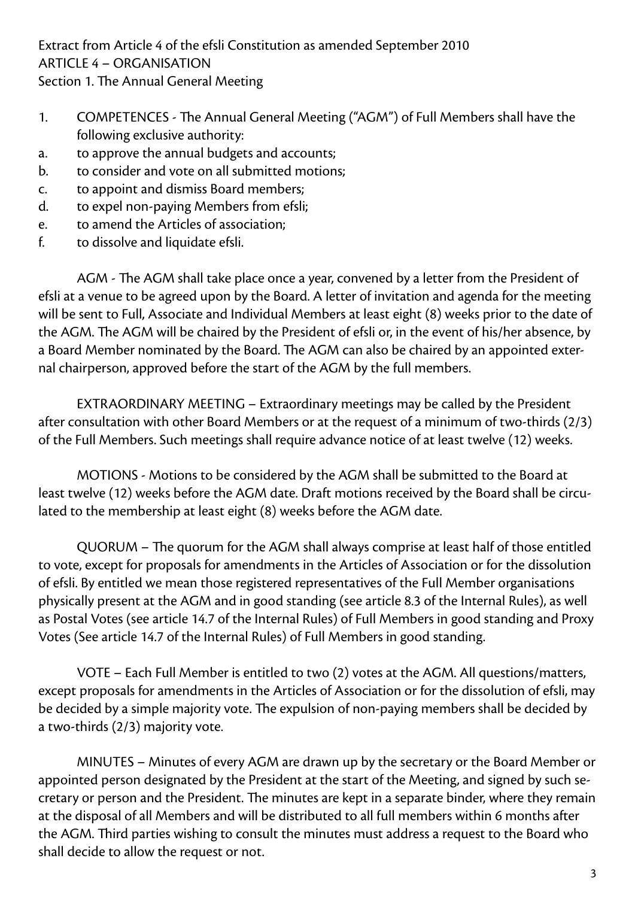Extract from Article 4 of the efsli Constitution as amended September 2010
ARTICLE 4 – ORGANISATION
Section 1. The Annual General Meeting

1. COMPETENCES - The Annual General Meeting ("AGM") of Full Members shall have the following exclusive authority:
   a. to approve the annual budgets and accounts;
   b. to consider and vote on all submitted motions;
   c. to appoint and dismiss Board members;
   d. to expel non-paying Members from efsli;
   e. to amend the Articles of association;
   f. to dissolve and liquidate efsli.

AGM - The AGM shall take place once a year, convened by a letter from the President of efsli at a venue to be agreed upon by the Board. A letter of invitation and agenda for the meeting will be sent to Full, Associate and Individual Members at least eight (8) weeks prior to the date of the AGM. The AGM will be chaired by the President of efsli or, in the event of his/her absence, by a Board Member nominated by the Board. The AGM can also be chaired by an appointed external chairperson, approved before the start of the AGM by the full members.

EXTRAORDINARY MEETING – Extraordinary meetings may be called by the President after consultation with other Board Members or at the request of a minimum of two-thirds (2/3) of the Full Members. Such meetings shall require advance notice of at least twelve (12) weeks.

MOTIONS - Motions to be considered by the AGM shall be submitted to the Board at least twelve (12) weeks before the AGM date. Draft motions received by the Board shall be circulated to the membership at least eight (8) weeks before the AGM date.

QUORUM – The quorum for the AGM shall always comprise at least half of those entitled to vote, except for proposals for amendments in the Articles of Association or for the dissolution of efsli. By entitled we mean those registered representatives of the Full Member organisations physically present at the AGM and in good standing (see article 8.3 of the Internal Rules), as well as Postal Votes (see article 14.7 of the Internal Rules) of Full Members in good standing and Proxy Votes (See article 14.7 of the Internal Rules) of Full Members in good standing.

VOTE – Each Full Member is entitled to two (2) votes at the AGM. All questions/matters, except proposals for amendments in the Articles of Association or for the dissolution of efsli, may be decided by a simple majority vote. The expulsion of non-paying members shall be decided by a two-thirds (2/3) majority vote.

MINUTES – Minutes of every AGM are drawn up by the secretary or the Board Member or appointed person designated by the President at the start of the Meeting, and signed by such secretary or person and the President. The minutes are kept in a separate binder, where they remain at the disposal of all Members and will be distributed to all full members within 6 months after the AGM. Third parties wishing to consult the minutes must address a request to the Board who shall decide to allow the request or not.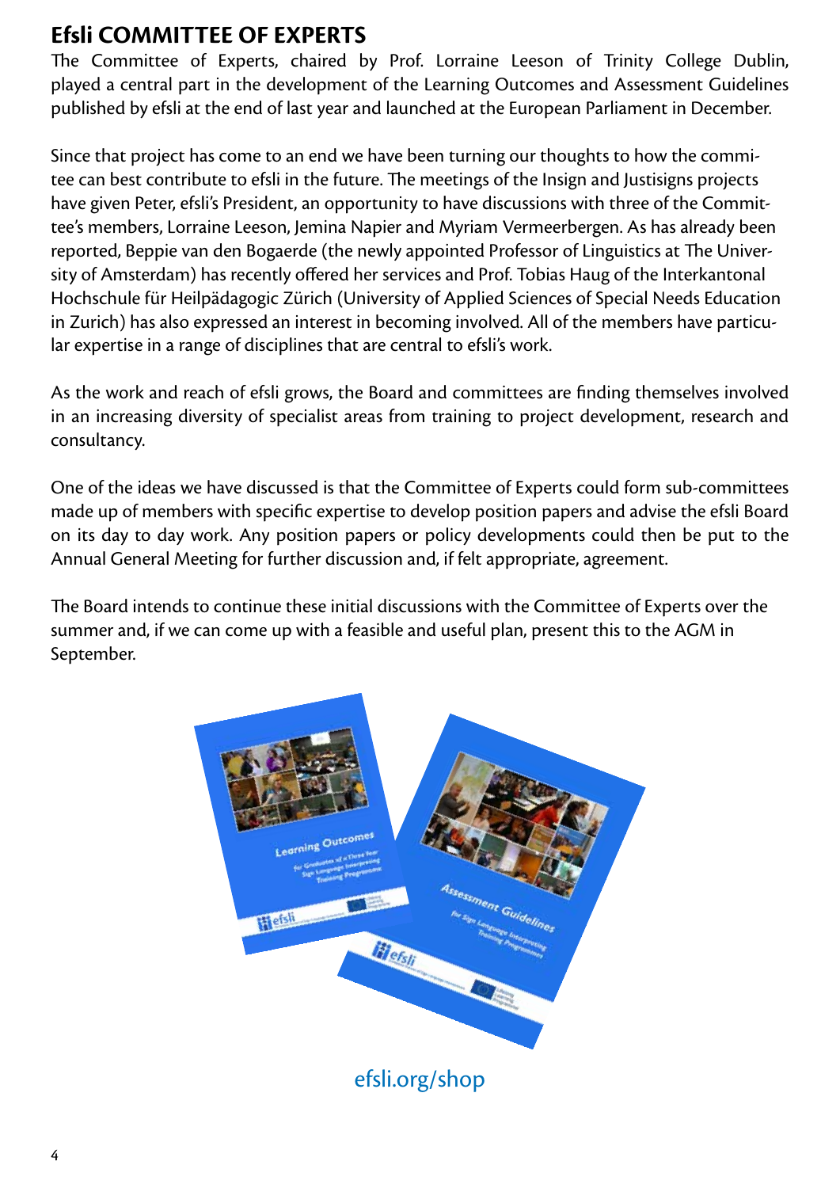# Efsli COMMITTEE OF EXPERTS

The Committee of Experts, chaired by Prof. Lorraine Leeson of Trinity College Dublin, played a central part in the development of the Learning Outcomes and Assessment Guidelines published by efsli at the end of last year and launched at the European Parliament in December.

Since that project has come to an end we have been turning our thoughts to how the commitee can best contribute to efsli in the future. The meetings of the Insign and Justisigns projects have given Peter, efsli's President, an opportunity to have discussions with three of the Committee's members, Lorraine Leeson, Jemina Napier and Myriam Vermeerbergen. As has already been reported, Beppie van den Bogaerde (the newly appointed Professor of Linguistics at The University of Amsterdam) has recently offered her services and Prof. Tobias Haug of the Interkantonal Hochschule für Heilpädagogic Zürich (University of Applied Sciences of Special Needs Education in Zurich) has also expressed an interest in becoming involved. All of the members have particular expertise in a range of disciplines that are central to efsli's work.

As the work and reach of efsli grows, the Board and committees are finding themselves involved in an increasing diversity of specialist areas from training to project development, research and consultancy.

One of the ideas we have discussed is that the Committee of Experts could form sub-committees made up of members with specific expertise to develop position papers and advise the efsli Board on its day to day work. Any position papers or policy developments could then be put to the Annual General Meeting for further discussion and, if felt appropriate, agreement.

The Board intends to continue these initial discussions with the Committee of Experts over the summer and, if we can come up with a feasible and useful plan, present this to the AGM in September.

efsli.org/shop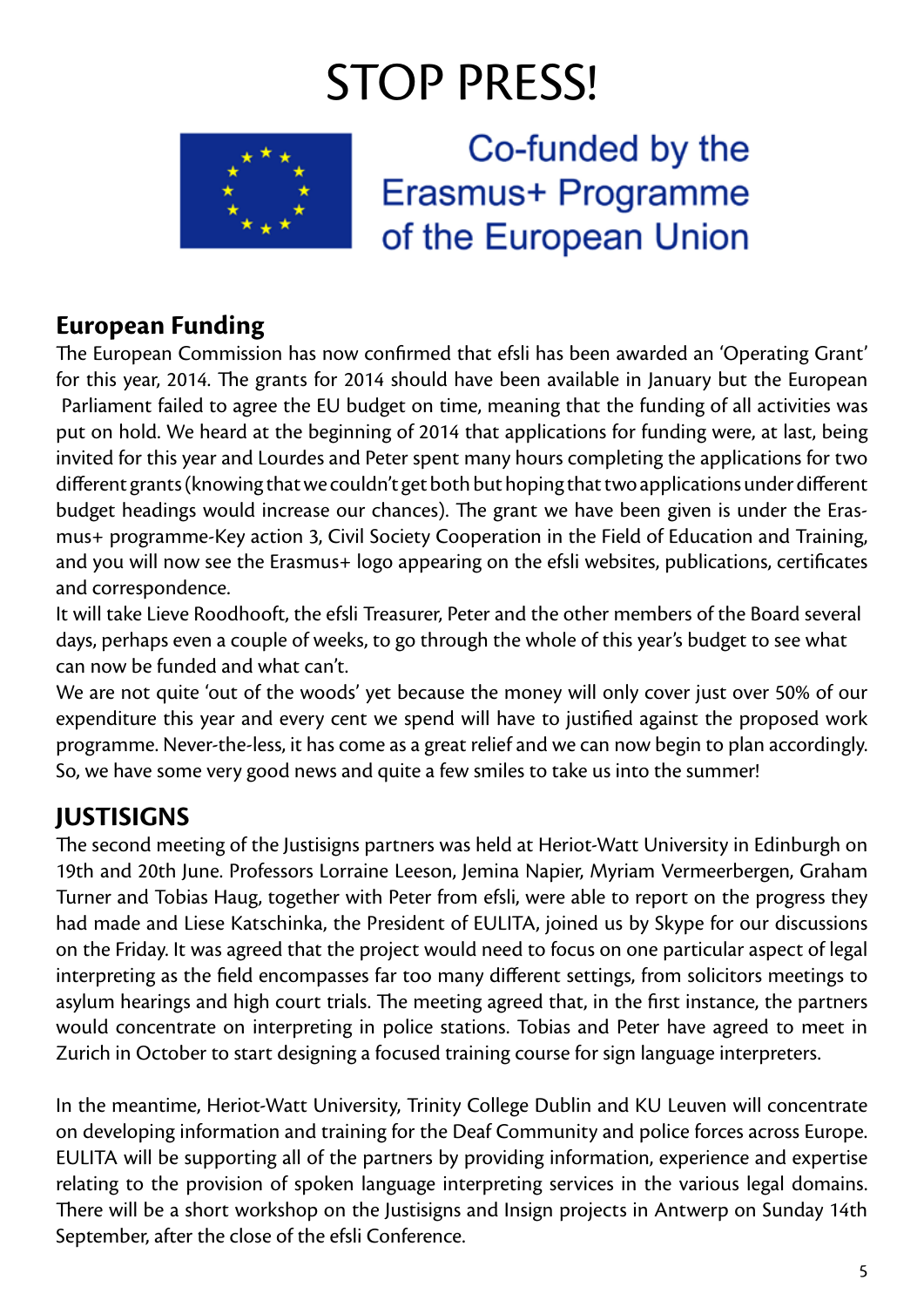# STOP PRESS!

Co-funded by the Erasmus+ Programme of the European Union

## European Funding

The European Commission has now confirmed that efsli has been awarded an 'Operating Grant' for this year, 2014. The grants for 2014 should have been available in January but the European Parliament failed to agree the EU budget on time, meaning that the funding of all activities was put on hold. We heard at the beginning of 2014 that applications for funding were, at last, being invited for this year and Lourdes and Peter spent many hours completing the applications for two different grants (knowing that we couldn't get both but hoping that two applications under different budget headings would increase our chances). The grant we have been given is under the Erasmus+ programme-Key action 3, Civil Society Cooperation in the Field of Education and Training, and you will now see the Erasmus+ logo appearing on the efsli websites, publications, certificates and correspondence.

It will take Lieve Roodhooft, the efsli Treasurer, Peter and the other members of the Board several days, perhaps even a couple of weeks, to go through the whole of this year's budget to see what can now be funded and what can't.

We are not quite 'out of the woods' yet because the money will only cover just over 50% of our expenditure this year and every cent we spend will have to justified against the proposed work programme. Never-the-less, it has come as a great relief and we can now begin to plan accordingly. So, we have some very good news and quite a few smiles to take us into the summer!

## JUSTISIGNS

The second meeting of the Justisigns partners was held at Heriot-Watt University in Edinburgh on 19th and 20th June. Professors Lorraine Leeson, Jemina Napier, Myriam Vermeerbergen, Graham Turner and Tobias Haug, together with Peter from efsli, were able to report on the progress they had made and Liese Katschinka, the President of EULITA, joined us by Skype for our discussions on the Friday. It was agreed that the project would need to focus on one particular aspect of legal interpreting as the field encompasses far too many different settings, from solicitors meetings to asylum hearings and high court trials. The meeting agreed that, in the first instance, the partners would concentrate on interpreting in police stations. Tobias and Peter have agreed to meet in Zurich in October to start designing a focused training course for sign language interpreters.

In the meantime, Heriot-Watt University, Trinity College Dublin and KU Leuven will concentrate on developing information and training for the Deaf Community and police forces across Europe. EULITA will be supporting all of the partners by providing information, experience and expertise relating to the provision of spoken language interpreting services in the various legal domains. There will be a short workshop on the Justisigns and Insign projects in Antwerp on Sunday 14th September, after the close of the efsli Conference.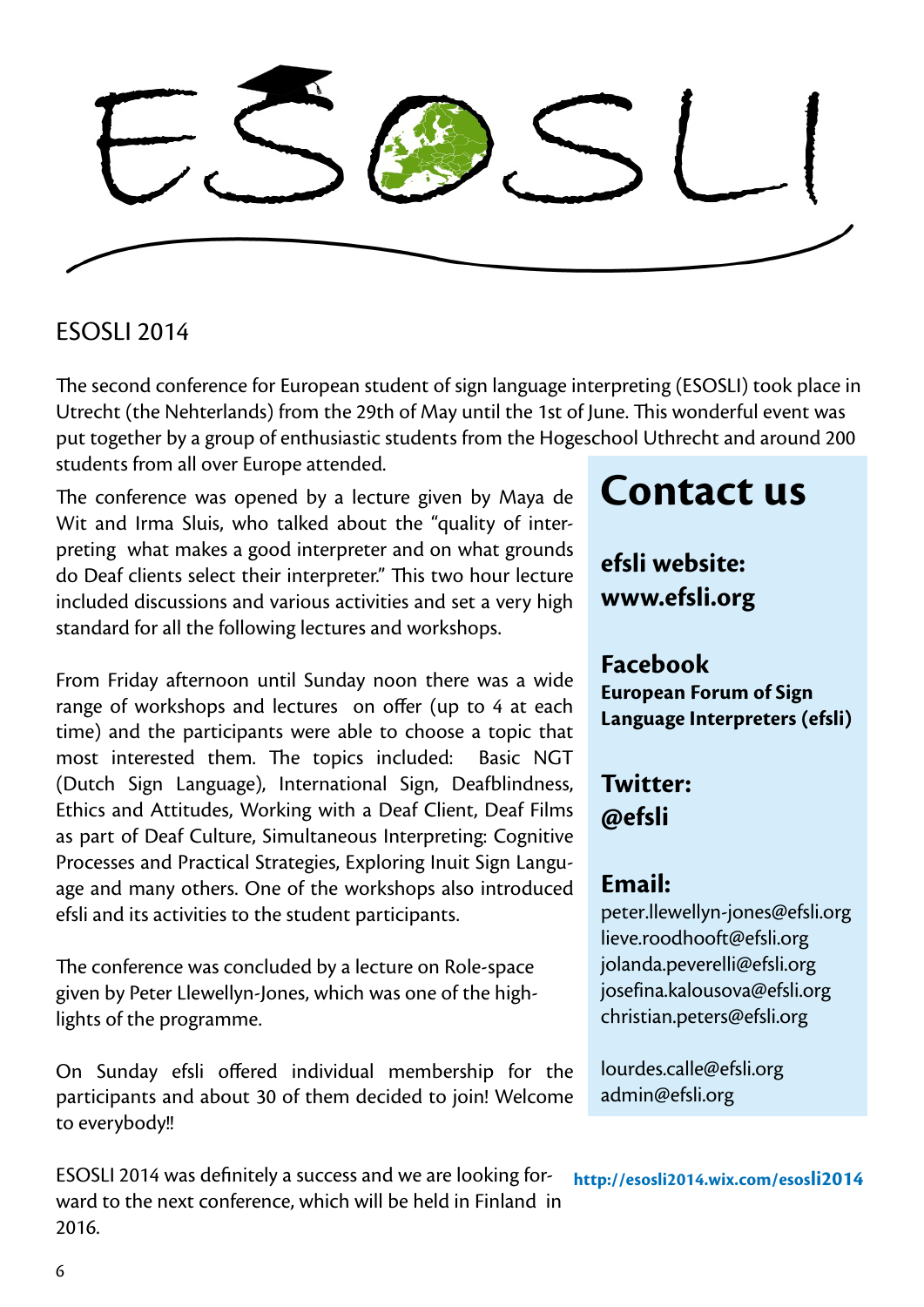# ESOSLI

## ESOSLI 2014

The second conference for European student of sign language interpreting (ESOSLI) took place in Utrecht (the Nehterlands) from the 29th of May until the 1st of June. This wonderful event was put together by a group of enthusiastic students from the Hogeschool Uthrecht and around 200 students from all over Europe attended.

The conference was opened by a lecture given by Maya de Wit and Irma Sluis, who talked about the "quality of interpreting what makes a good interpreter and on what grounds do Deaf clients select their interpreter." This two hour lecture included discussions and various activities and set a very high standard for all the following lectures and workshops.

From Friday afternoon until Sunday noon there was a wide range of workshops and lectures on offer (up to 4 at each time) and the participants were able to choose a topic that most interested them. The topics included: Basic NGT (Dutch Sign Language), International Sign, Deafblindness, Ethics and Attitudes, Working with a Deaf Client, Deaf Films as part of Deaf Culture, Simultaneous Interpreting: Cognitive Processes and Practical Strategies, Exploring Inuit Sign Language and many others. One of the workshops also introduced efsli and its activities to the student participants.

The conference was concluded by a lecture on Role-space given by Peter Llewellyn-Jones, which was one of the highlights of the programme.

On Sunday efsli offered individual membership for the participants and about 30 of them decided to join! Welcome to everybody!!

ESOSLI 2014 was definitely a success and we are looking forward to the next conference, which will be held in Finland in 2016.

**http://esosli2014.wix.com/esosli2014**

## Contact us

**efsli website:**
**www.efsli.org**

**Facebook**
**European Forum of Sign Language Interpreters (efsli)**

**Twitter:**
**@efsli**

**Email:**
peter.llewellyn-jones@efsli.org
lieve.roodhooft@efsli.org
jolanda.peverelli@efsli.org
josefina.kalousova@efsli.org
christian.peters@efsli.org

lourdes.calle@efsli.org
admin@efsli.org